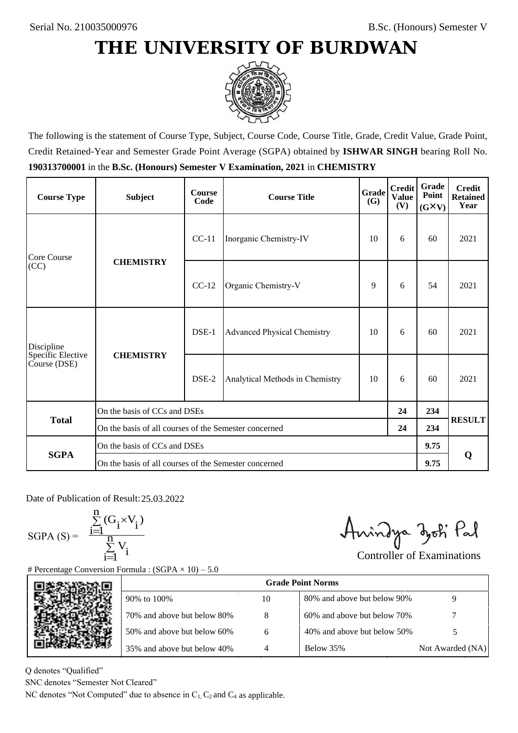Serial No. 210035000976

B.Sc. (Honours) Semester V

# THE UNIVERSITY OF BURDWAN

The following is the statement of Course Type, Subject, Course Code, Course Title, Grade, Credit Value, Grade Point, Credit Retained-Year and Semester Grade Point Average (SGPA) obtained by **ISHWAR SINGH** bearing Roll No. **190313700001** in the **B.Sc. (Honours) Semester V Examination, 2021** in **CHEMISTRY**

| Course Type | Subject | Course Code | Course Title | Grade (G) | Credit Value (V) | Grade Point (G×V) | Credit Retained Year |
|---|---|---|---|---|---|---|---|
| Core Course (CC) | CHEMISTRY | CC-11 | Inorganic Chemistry-IV | 10 | 6 | 60 | 2021 |
| | | CC-12 | Organic Chemistry-V | 9 | 6 | 54 | 2021 |
| Discipline Specific Elective Course (DSE) | CHEMISTRY | DSE-1 | Advanced Physical Chemistry | 10 | 6 | 60 | 2021 |
| | | DSE-2 | Analytical Methods in Chemistry | 10 | 6 | 60 | 2021 |
| Total | On the basis of CCs and DSEs | | | | 24 | 234 | RESULT |
| | On the basis of all courses of the Semester concerned | | | | 24 | 234 | |
| SGPA | On the basis of CCs and DSEs | | | | | 9.75 | Q |
| | On the basis of all courses of the Semester concerned | | | | | 9.75 | |

Date of Publication of Result: 25.03.2022

$$\text{SGPA (S)} = \frac{\sum_{i=1}^{n} (G_i \times V_i)}{\sum_{i=1}^{n} V_i}$$

Controller of Examinations

# Percentage Conversion Formula : (SGPA × 10) – 5.0

| Grade Point Norms | | | |
|---|---|---|---|
| 90% to 100% | 10 | 80% and above but below 90% | 9 |
| 70% and above but below 80% | 8 | 60% and above but below 70% | 7 |
| 50% and above but below 60% | 6 | 40% and above but below 50% | 5 |
| 35% and above but below 40% | 4 | Below 35% | Not Awarded (NA) |

Q denotes "Qualified"

SNC denotes "Semester Not Cleared"

NC denotes "Not Computed" due to absence in $C_1$, $C_2$ and $C_4$ as applicable.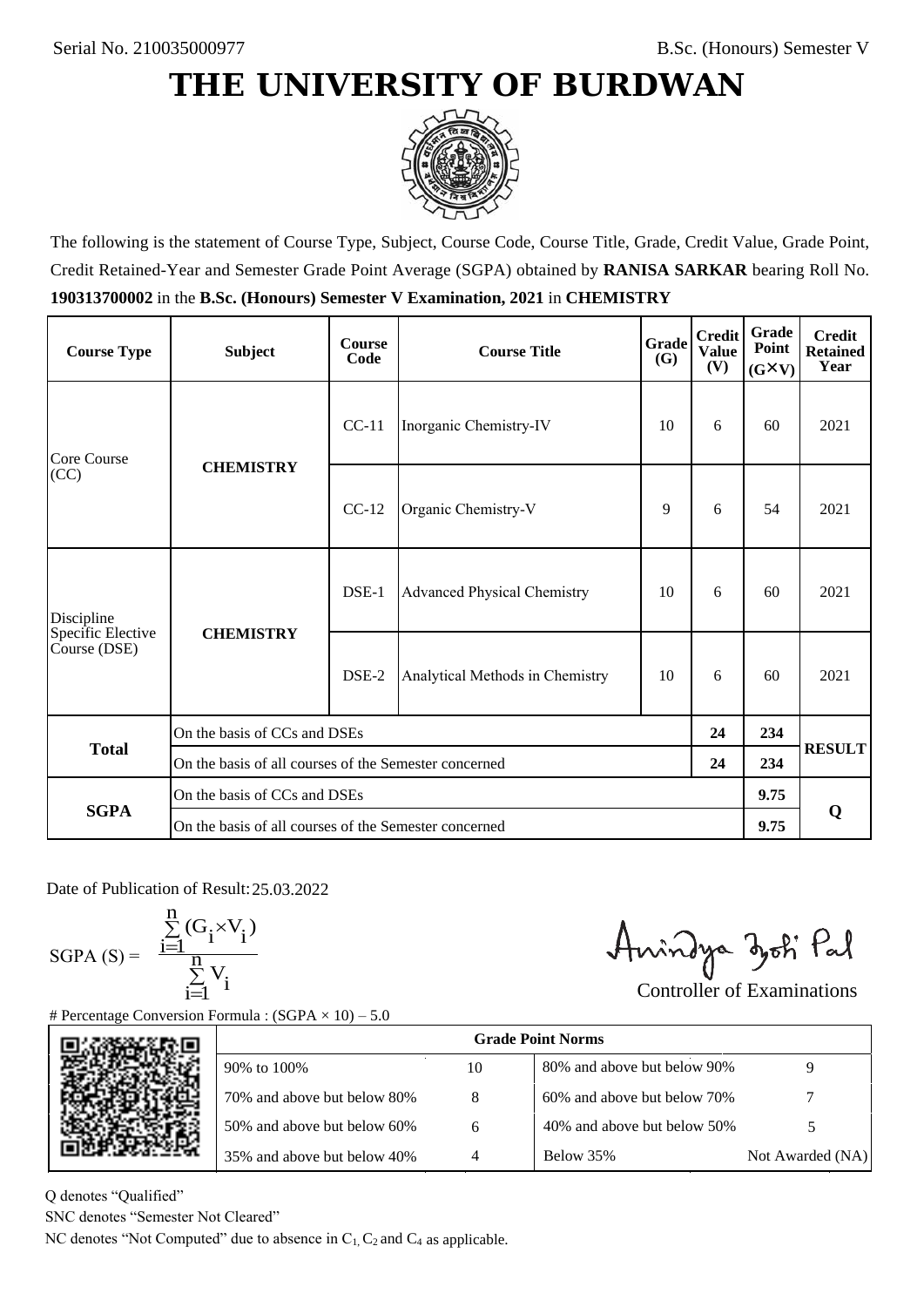Serial No. 210035000977

B.Sc. (Honours) Semester V

# THE UNIVERSITY OF BURDWAN

The following is the statement of Course Type, Subject, Course Code, Course Title, Grade, Credit Value, Grade Point, Credit Retained-Year and Semester Grade Point Average (SGPA) obtained by **RANISA SARKAR** bearing Roll No. **190313700002** in the **B.Sc. (Honours) Semester V Examination, 2021** in **CHEMISTRY**

| Course Type | Subject | Course Code | Course Title | Grade (G) | Credit Value (V) | Grade Point (G×V) | Credit Retained Year |
|---|---|---|---|---|---|---|---|
| Core Course (CC) | **CHEMISTRY** | CC-11 | Inorganic Chemistry-IV | 10 | 6 | 60 | 2021 |
| | | CC-12 | Organic Chemistry-V | 9 | 6 | 54 | 2021 |
| Discipline Specific Elective Course (DSE) | **CHEMISTRY** | DSE-1 | Advanced Physical Chemistry | 10 | 6 | 60 | 2021 |
| | | DSE-2 | Analytical Methods in Chemistry | 10 | 6 | 60 | 2021 |
| **Total** | On the basis of CCs and DSEs | | | | **24** | **234** | **RESULT** |
| | On the basis of all courses of the Semester concerned | | | | **24** | **234** | |
| **SGPA** | On the basis of CCs and DSEs | | | | | **9.75** | **Q** |
| | On the basis of all courses of the Semester concerned | | | | | **9.75** | |

Date of Publication of Result: 25.03.2022

$$SGPA\ (S) = \frac{\sum_{i=1}^{n} (G_i \times V_i)}{\sum_{i=1}^{n} V_i}$$

Controller of Examinations

# Percentage Conversion Formula : (SGPA × 10) – 5.0

| Grade Point Norms | | | |
|---|---|---|---|
| 90% to 100% | 10 | 80% and above but below 90% | 9 |
| 70% and above but below 80% | 8 | 60% and above but below 70% | 7 |
| 50% and above but below 60% | 6 | 40% and above but below 50% | 5 |
| 35% and above but below 40% | 4 | Below 35% | Not Awarded (NA) |

Q denotes "Qualified"

SNC denotes "Semester Not Cleared"

NC denotes "Not Computed" due to absence in $C_1$, $C_2$ and $C_4$ as applicable.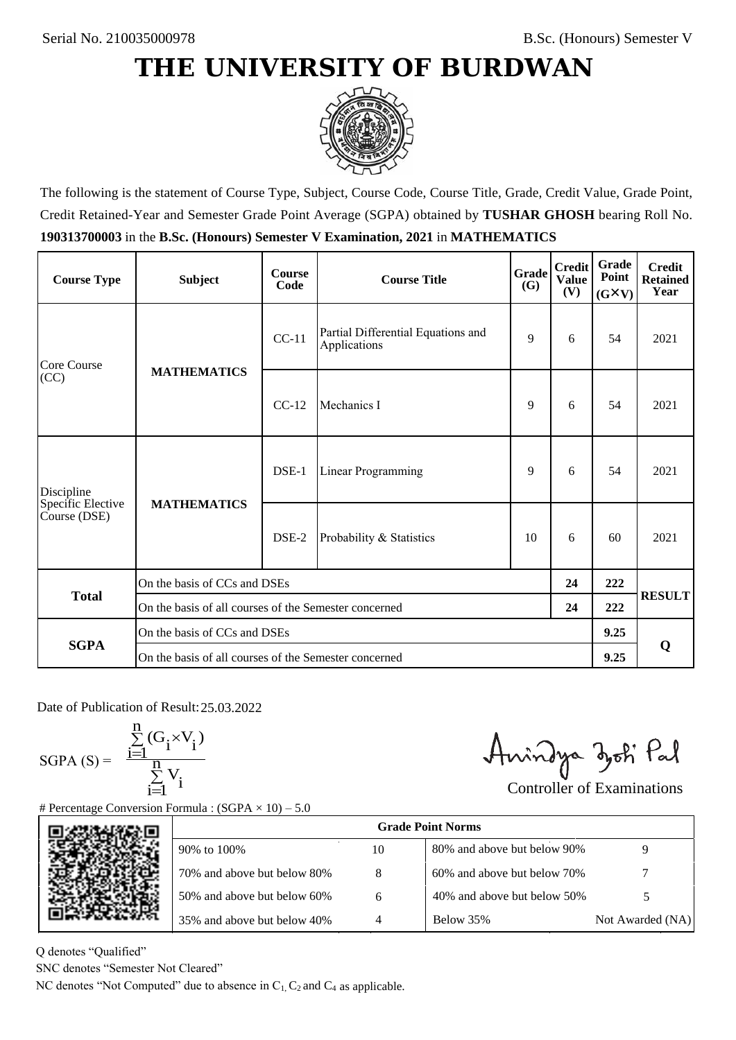Serial No. 210035000978

B.Sc. (Honours) Semester V

# THE UNIVERSITY OF BURDWAN

The following is the statement of Course Type, Subject, Course Code, Course Title, Grade, Credit Value, Grade Point, Credit Retained-Year and Semester Grade Point Average (SGPA) obtained by **TUSHAR GHOSH** bearing Roll No. **190313700003** in the **B.Sc. (Honours) Semester V Examination, 2021** in **MATHEMATICS**

| Course Type | Subject | Course Code | Course Title | Grade (G) | Credit Value (V) | Grade Point (G×V) | Credit Retained Year |
|---|---|---|---|---|---|---|---|
| Core Course (CC) | MATHEMATICS | CC-11 | Partial Differential Equations and Applications | 9 | 6 | 54 | 2021 |
| | | CC-12 | Mechanics I | 9 | 6 | 54 | 2021 |
| Discipline Specific Elective Course (DSE) | MATHEMATICS | DSE-1 | Linear Programming | 9 | 6 | 54 | 2021 |
| | | DSE-2 | Probability & Statistics | 10 | 6 | 60 | 2021 |
| **Total** | On the basis of CCs and DSEs | | | | **24** | **222** | **RESULT** |
| | On the basis of all courses of the Semester concerned | | | | **24** | **222** | |
| **SGPA** | On the basis of CCs and DSEs | | | | | **9.25** | **Q** |
| | On the basis of all courses of the Semester concerned | | | | | **9.25** | |

Date of Publication of Result: 25.03.2022

$$\text{SGPA (S)} = \frac{\sum_{i=1}^{n} (G_i \times V_i)}{\sum_{i=1}^{n} V_i}$$

Controller of Examinations

# Percentage Conversion Formula : (SGPA × 10) – 5.0

| Grade Point Norms | | | |
|---|---|---|---|
| 90% to 100% | 10 | 80% and above but below 90% | 9 |
| 70% and above but below 80% | 8 | 60% and above but below 70% | 7 |
| 50% and above but below 60% | 6 | 40% and above but below 50% | 5 |
| 35% and above but below 40% | 4 | Below 35% | Not Awarded (NA) |

Q denotes "Qualified"

SNC denotes "Semester Not Cleared"

NC denotes "Not Computed" due to absence in $C_1$, $C_2$ and $C_4$ as applicable.